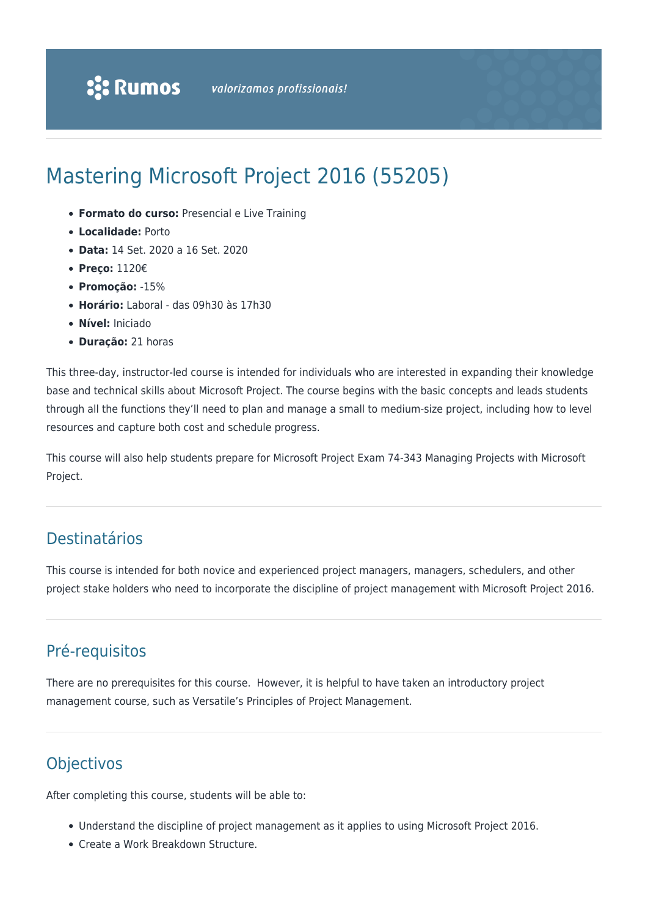# Mastering Microsoft Project 2016 (55205)

- **Formato do curso:** Presencial e Live Training
- **Localidade:** Porto
- **Data:** 14 Set. 2020 a 16 Set. 2020
- **Preço:** 1120€
- **Promoção:** -15%
- **Horário:** Laboral - das 09h30 às 17h30
- **Nível:** Iniciado
- **Duração:** 21 horas

This three-day, instructor-led course is intended for individuals who are interested in expanding their knowledge base and technical skills about Microsoft Project. The course begins with the basic concepts and leads students through all the functions they'll need to plan and manage a small to medium-size project, including how to level resources and capture both cost and schedule progress.

This course will also help students prepare for Microsoft Project Exam 74-343 Managing Projects with Microsoft Project.

## Destinatários

This course is intended for both novice and experienced project managers, managers, schedulers, and other project stake holders who need to incorporate the discipline of project management with Microsoft Project 2016.

## Pré-requisitos

There are no prerequisites for this course. However, it is helpful to have taken an introductory project management course, such as Versatile's Principles of Project Management.

## Objectivos

After completing this course, students will be able to:

- Understand the discipline of project management as it applies to using Microsoft Project 2016.
- Create a Work Breakdown Structure.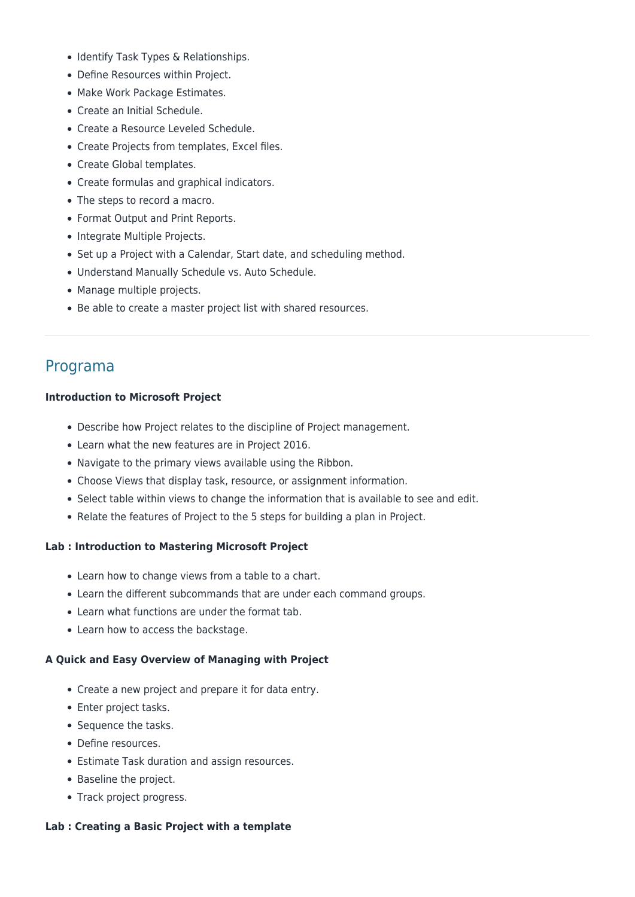- Identify Task Types & Relationships.
- Define Resources within Project.
- Make Work Package Estimates.
- Create an Initial Schedule.
- Create a Resource Leveled Schedule.
- Create Projects from templates, Excel files.
- Create Global templates.
- Create formulas and graphical indicators.
- The steps to record a macro.
- Format Output and Print Reports.
- Integrate Multiple Projects.
- Set up a Project with a Calendar, Start date, and scheduling method.
- Understand Manually Schedule vs. Auto Schedule.
- Manage multiple projects.
- Be able to create a master project list with shared resources.

---

## Programa

**Introduction to Microsoft Project**

- Describe how Project relates to the discipline of Project management.
- Learn what the new features are in Project 2016.
- Navigate to the primary views available using the Ribbon.
- Choose Views that display task, resource, or assignment information.
- Select table within views to change the information that is available to see and edit.
- Relate the features of Project to the 5 steps for building a plan in Project.

**Lab : Introduction to Mastering Microsoft Project**

- Learn how to change views from a table to a chart.
- Learn the different subcommands that are under each command groups.
- Learn what functions are under the format tab.
- Learn how to access the backstage.

**A Quick and Easy Overview of Managing with Project**

- Create a new project and prepare it for data entry.
- Enter project tasks.
- Sequence the tasks.
- Define resources.
- Estimate Task duration and assign resources.
- Baseline the project.
- Track project progress.

**Lab : Creating a Basic Project with a template**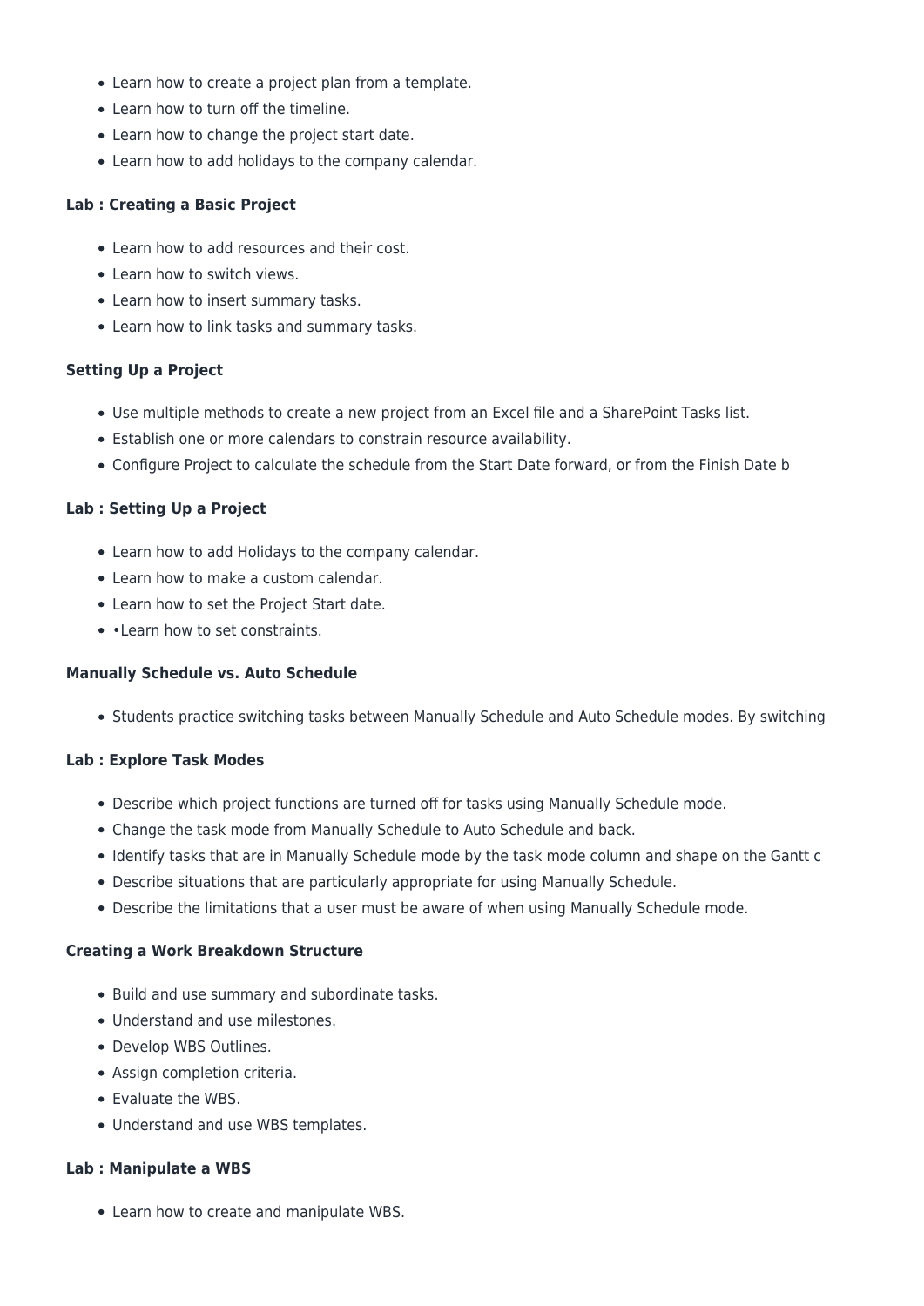- Learn how to create a project plan from a template.
- Learn how to turn off the timeline.
- Learn how to change the project start date.
- Learn how to add holidays to the company calendar.

**Lab : Creating a Basic Project**

- Learn how to add resources and their cost.
- Learn how to switch views.
- Learn how to insert summary tasks.
- Learn how to link tasks and summary tasks.

**Setting Up a Project**

- Use multiple methods to create a new project from an Excel file and a SharePoint Tasks list.
- Establish one or more calendars to constrain resource availability.
- Configure Project to calculate the schedule from the Start Date forward, or from the Finish Date b

**Lab : Setting Up a Project**

- Learn how to add Holidays to the company calendar.
- Learn how to make a custom calendar.
- Learn how to set the Project Start date.
- •Learn how to set constraints.

**Manually Schedule vs. Auto Schedule**

- Students practice switching tasks between Manually Schedule and Auto Schedule modes. By switching

**Lab : Explore Task Modes**

- Describe which project functions are turned off for tasks using Manually Schedule mode.
- Change the task mode from Manually Schedule to Auto Schedule and back.
- Identify tasks that are in Manually Schedule mode by the task mode column and shape on the Gantt c
- Describe situations that are particularly appropriate for using Manually Schedule.
- Describe the limitations that a user must be aware of when using Manually Schedule mode.

**Creating a Work Breakdown Structure**

- Build and use summary and subordinate tasks.
- Understand and use milestones.
- Develop WBS Outlines.
- Assign completion criteria.
- Evaluate the WBS.
- Understand and use WBS templates.

**Lab : Manipulate a WBS**

- Learn how to create and manipulate WBS.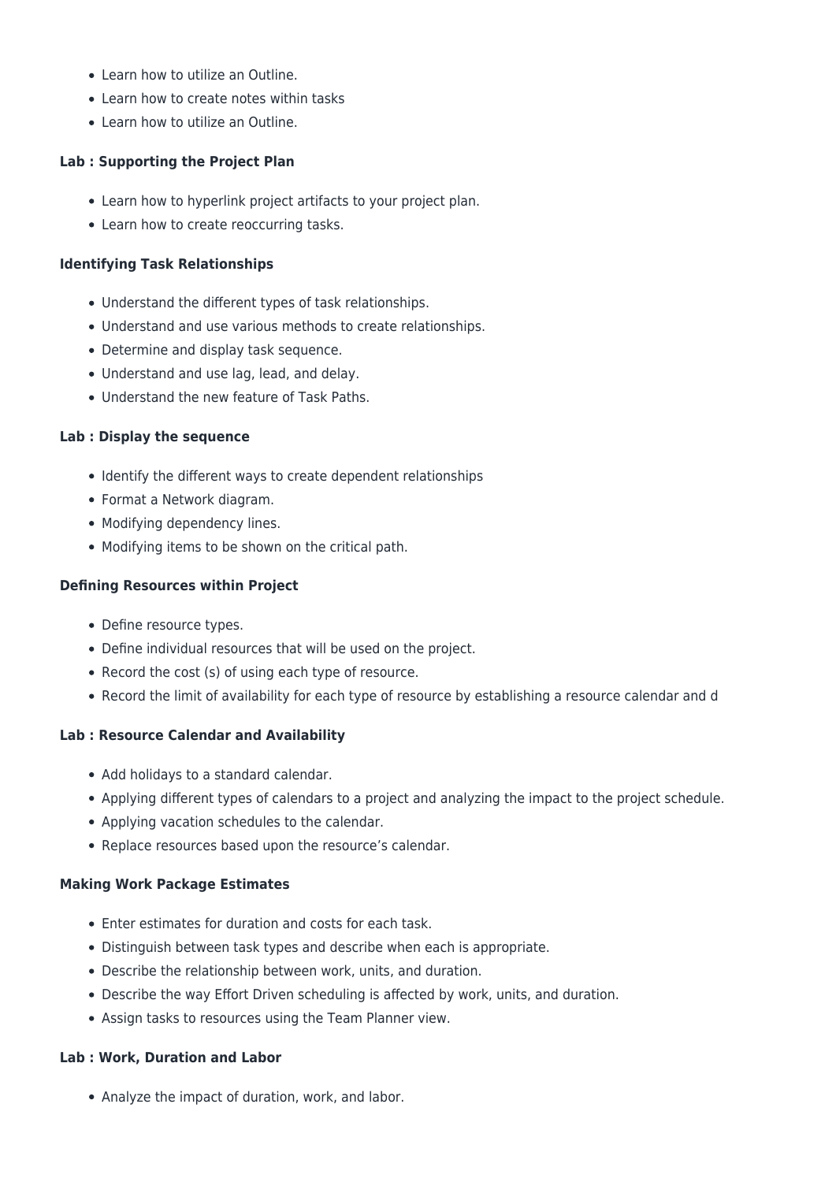- Learn how to utilize an Outline.
- Learn how to create notes within tasks
- Learn how to utilize an Outline.

**Lab : Supporting the Project Plan**

- Learn how to hyperlink project artifacts to your project plan.
- Learn how to create reoccurring tasks.

**Identifying Task Relationships**

- Understand the different types of task relationships.
- Understand and use various methods to create relationships.
- Determine and display task sequence.
- Understand and use lag, lead, and delay.
- Understand the new feature of Task Paths.

**Lab : Display the sequence**

- Identify the different ways to create dependent relationships
- Format a Network diagram.
- Modifying dependency lines.
- Modifying items to be shown on the critical path.

**Defining Resources within Project**

- Define resource types.
- Define individual resources that will be used on the project.
- Record the cost (s) of using each type of resource.
- Record the limit of availability for each type of resource by establishing a resource calendar and d

**Lab : Resource Calendar and Availability**

- Add holidays to a standard calendar.
- Applying different types of calendars to a project and analyzing the impact to the project schedule.
- Applying vacation schedules to the calendar.
- Replace resources based upon the resource's calendar.

**Making Work Package Estimates**

- Enter estimates for duration and costs for each task.
- Distinguish between task types and describe when each is appropriate.
- Describe the relationship between work, units, and duration.
- Describe the way Effort Driven scheduling is affected by work, units, and duration.
- Assign tasks to resources using the Team Planner view.

**Lab : Work, Duration and Labor**

- Analyze the impact of duration, work, and labor.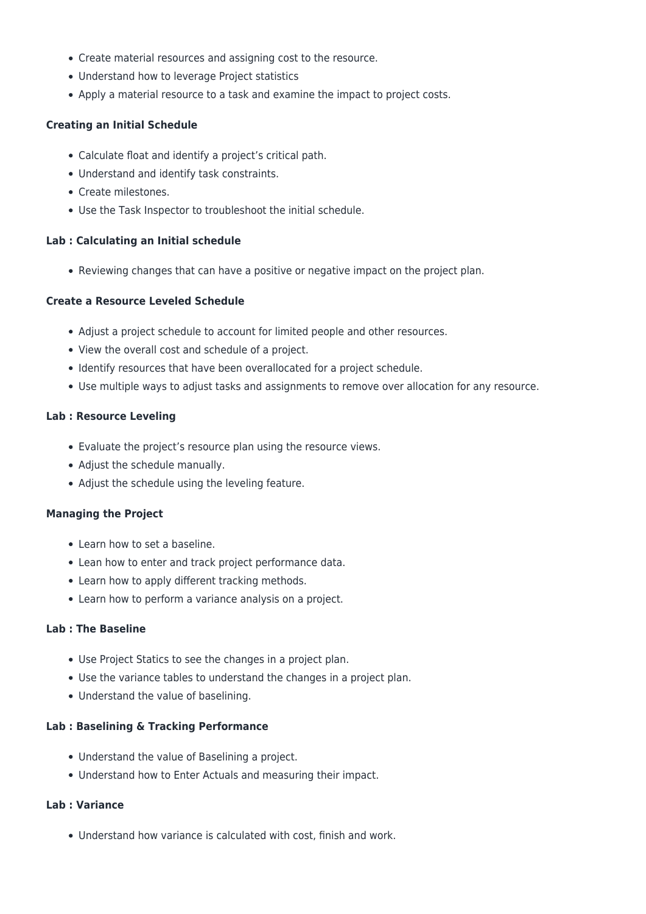- Create material resources and assigning cost to the resource.
- Understand how to leverage Project statistics
- Apply a material resource to a task and examine the impact to project costs.

**Creating an Initial Schedule**

- Calculate float and identify a project's critical path.
- Understand and identify task constraints.
- Create milestones.
- Use the Task Inspector to troubleshoot the initial schedule.

**Lab : Calculating an Initial schedule**

- Reviewing changes that can have a positive or negative impact on the project plan.

**Create a Resource Leveled Schedule**

- Adjust a project schedule to account for limited people and other resources.
- View the overall cost and schedule of a project.
- Identify resources that have been overallocated for a project schedule.
- Use multiple ways to adjust tasks and assignments to remove over allocation for any resource.

**Lab : Resource Leveling**

- Evaluate the project's resource plan using the resource views.
- Adjust the schedule manually.
- Adjust the schedule using the leveling feature.

**Managing the Project**

- Learn how to set a baseline.
- Lean how to enter and track project performance data.
- Learn how to apply different tracking methods.
- Learn how to perform a variance analysis on a project.

**Lab : The Baseline**

- Use Project Statics to see the changes in a project plan.
- Use the variance tables to understand the changes in a project plan.
- Understand the value of baselining.

**Lab : Baselining & Tracking Performance**

- Understand the value of Baselining a project.
- Understand how to Enter Actuals and measuring their impact.

**Lab : Variance**

- Understand how variance is calculated with cost, finish and work.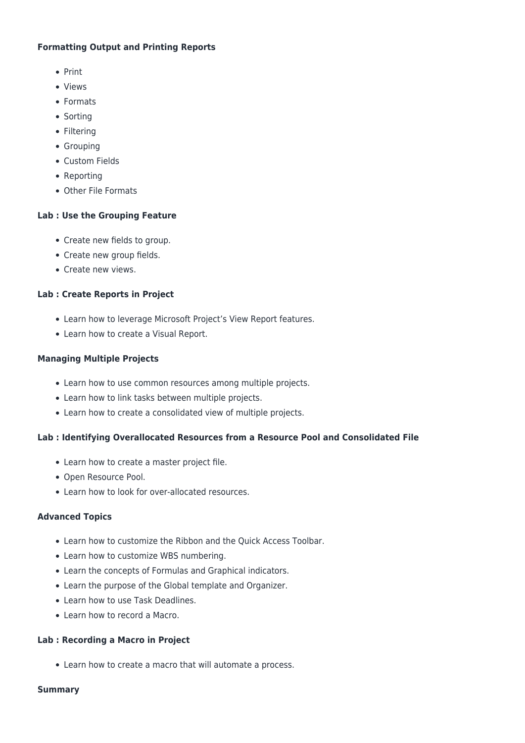**Formatting Output and Printing Reports**

- Print
- Views
- Formats
- Sorting
- Filtering
- Grouping
- Custom Fields
- Reporting
- Other File Formats

**Lab : Use the Grouping Feature**

- Create new fields to group.
- Create new group fields.
- Create new views.

**Lab : Create Reports in Project**

- Learn how to leverage Microsoft Project's View Report features.
- Learn how to create a Visual Report.

**Managing Multiple Projects**

- Learn how to use common resources among multiple projects.
- Learn how to link tasks between multiple projects.
- Learn how to create a consolidated view of multiple projects.

**Lab : Identifying Overallocated Resources from a Resource Pool and Consolidated File**

- Learn how to create a master project file.
- Open Resource Pool.
- Learn how to look for over-allocated resources.

**Advanced Topics**

- Learn how to customize the Ribbon and the Quick Access Toolbar.
- Learn how to customize WBS numbering.
- Learn the concepts of Formulas and Graphical indicators.
- Learn the purpose of the Global template and Organizer.
- Learn how to use Task Deadlines.
- Learn how to record a Macro.

**Lab : Recording a Macro in Project**

- Learn how to create a macro that will automate a process.

**Summary**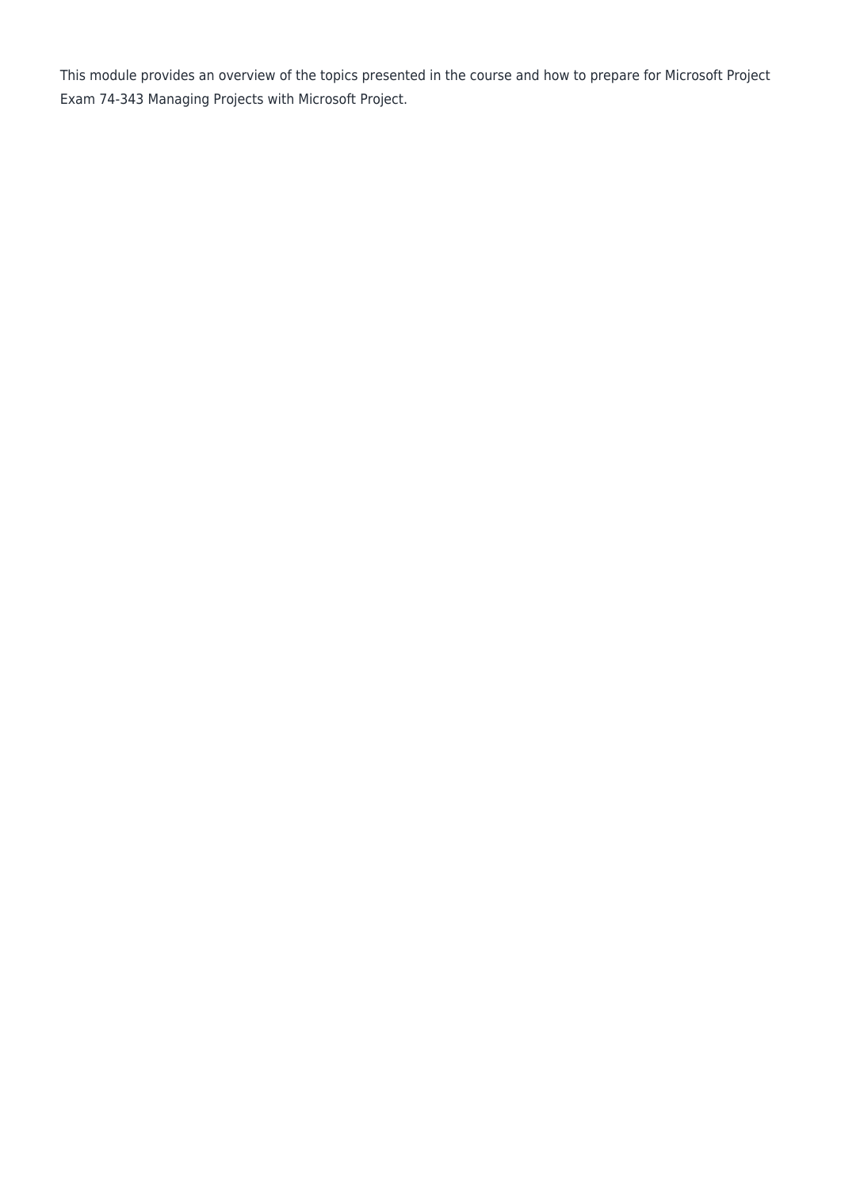This module provides an overview of the topics presented in the course and how to prepare for Microsoft Project Exam 74-343 Managing Projects with Microsoft Project.